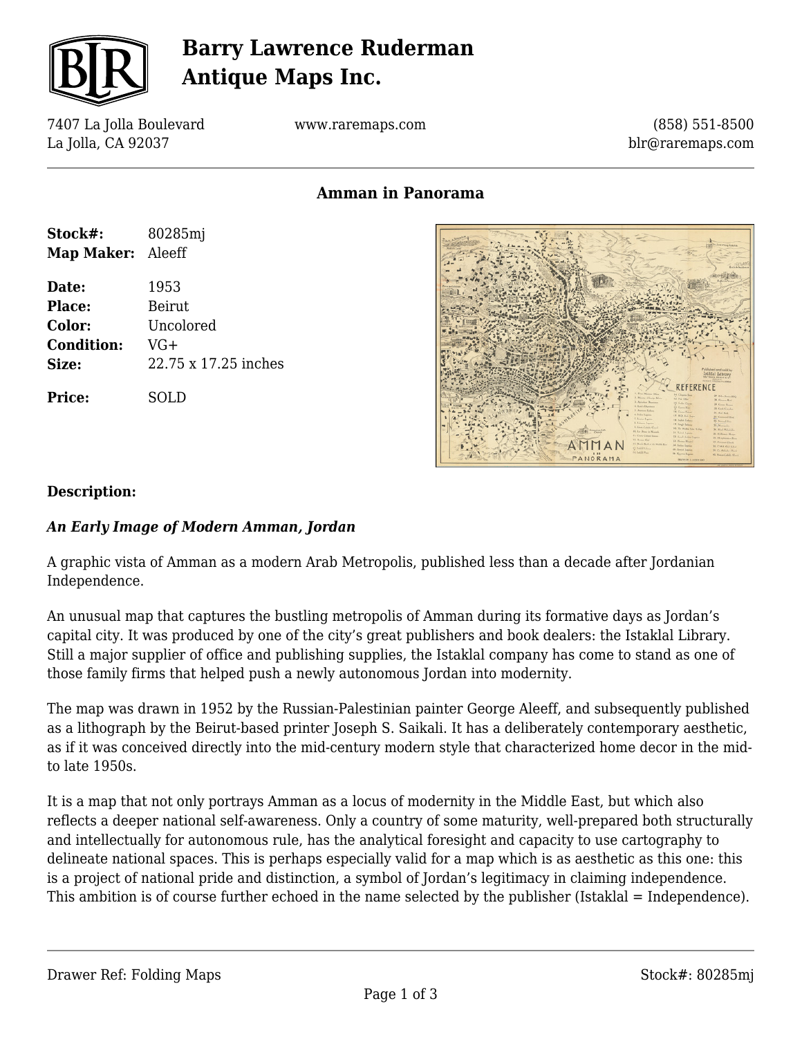# Barry Lawrence Ruderman Antique Maps Inc.

7407 La Jolla Boulevard
La Jolla, CA 92037

www.raremaps.com

(858) 551-8500
blr@raremaps.com

## Amman in Panorama

| | |
|---|---|
| **Stock#:** | 80285mj |
| **Map Maker:** | Aleeff |
| **Date:** | 1953 |
| **Place:** | Beirut |
| **Color:** | Uncolored |
| **Condition:** | VG+ |
| **Size:** | 22.75 x 17.25 inches |
| **Price:** | SOLD |

### Description:

***An Early Image of Modern Amman, Jordan***

A graphic vista of Amman as a modern Arab Metropolis, published less than a decade after Jordanian Independence.

An unusual map that captures the bustling metropolis of Amman during its formative days as Jordan's capital city. It was produced by one of the city's great publishers and book dealers: the Istaklal Library. Still a major supplier of office and publishing supplies, the Istaklal company has come to stand as one of those family firms that helped push a newly autonomous Jordan into modernity.

The map was drawn in 1952 by the Russian-Palestinian painter George Aleeff, and subsequently published as a lithograph by the Beirut-based printer Joseph S. Saikali. It has a deliberately contemporary aesthetic, as if it was conceived directly into the mid-century modern style that characterized home decor in the mid- to late 1950s.

It is a map that not only portrays Amman as a locus of modernity in the Middle East, but which also reflects a deeper national self-awareness. Only a country of some maturity, well-prepared both structurally and intellectually for autonomous rule, has the analytical foresight and capacity to use cartography to delineate national spaces. This is perhaps especially valid for a map which is as aesthetic as this one: this is a project of national pride and distinction, a symbol of Jordan's legitimacy in claiming independence. This ambition is of course further echoed in the name selected by the publisher (Istaklal = Independence).

Drawer Ref: Folding Maps

Stock#: 80285mj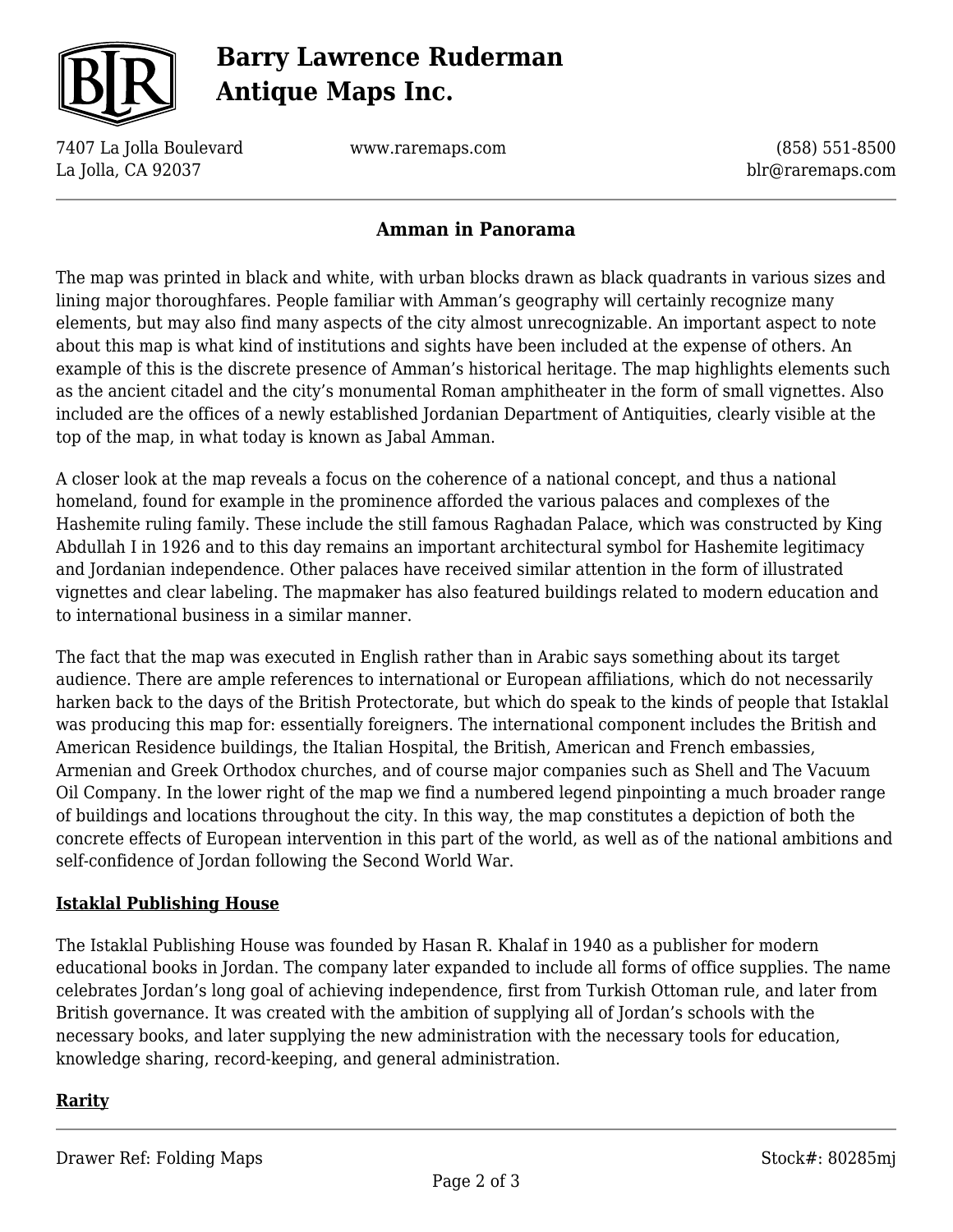## Amman in Panorama

The map was printed in black and white, with urban blocks drawn as black quadrants in various sizes and lining major thoroughfares. People familiar with Amman's geography will certainly recognize many elements, but may also find many aspects of the city almost unrecognizable. An important aspect to note about this map is what kind of institutions and sights have been included at the expense of others. An example of this is the discrete presence of Amman's historical heritage. The map highlights elements such as the ancient citadel and the city's monumental Roman amphitheater in the form of small vignettes. Also included are the offices of a newly established Jordanian Department of Antiquities, clearly visible at the top of the map, in what today is known as Jabal Amman.

A closer look at the map reveals a focus on the coherence of a national concept, and thus a national homeland, found for example in the prominence afforded the various palaces and complexes of the Hashemite ruling family. These include the still famous Raghadan Palace, which was constructed by King Abdullah I in 1926 and to this day remains an important architectural symbol for Hashemite legitimacy and Jordanian independence. Other palaces have received similar attention in the form of illustrated vignettes and clear labeling. The mapmaker has also featured buildings related to modern education and to international business in a similar manner.

The fact that the map was executed in English rather than in Arabic says something about its target audience. There are ample references to international or European affiliations, which do not necessarily harken back to the days of the British Protectorate, but which do speak to the kinds of people that Istaklal was producing this map for: essentially foreigners. The international component includes the British and American Residence buildings, the Italian Hospital, the British, American and French embassies, Armenian and Greek Orthodox churches, and of course major companies such as Shell and The Vacuum Oil Company. In the lower right of the map we find a numbered legend pinpointing a much broader range of buildings and locations throughout the city. In this way, the map constitutes a depiction of both the concrete effects of European intervention in this part of the world, as well as of the national ambitions and self-confidence of Jordan following the Second World War.

### Istaklal Publishing House

The Istaklal Publishing House was founded by Hasan R. Khalaf in 1940 as a publisher for modern educational books in Jordan. The company later expanded to include all forms of office supplies. The name celebrates Jordan's long goal of achieving independence, first from Turkish Ottoman rule, and later from British governance. It was created with the ambition of supplying all of Jordan's schools with the necessary books, and later supplying the new administration with the necessary tools for education, knowledge sharing, record-keeping, and general administration.

### Rarity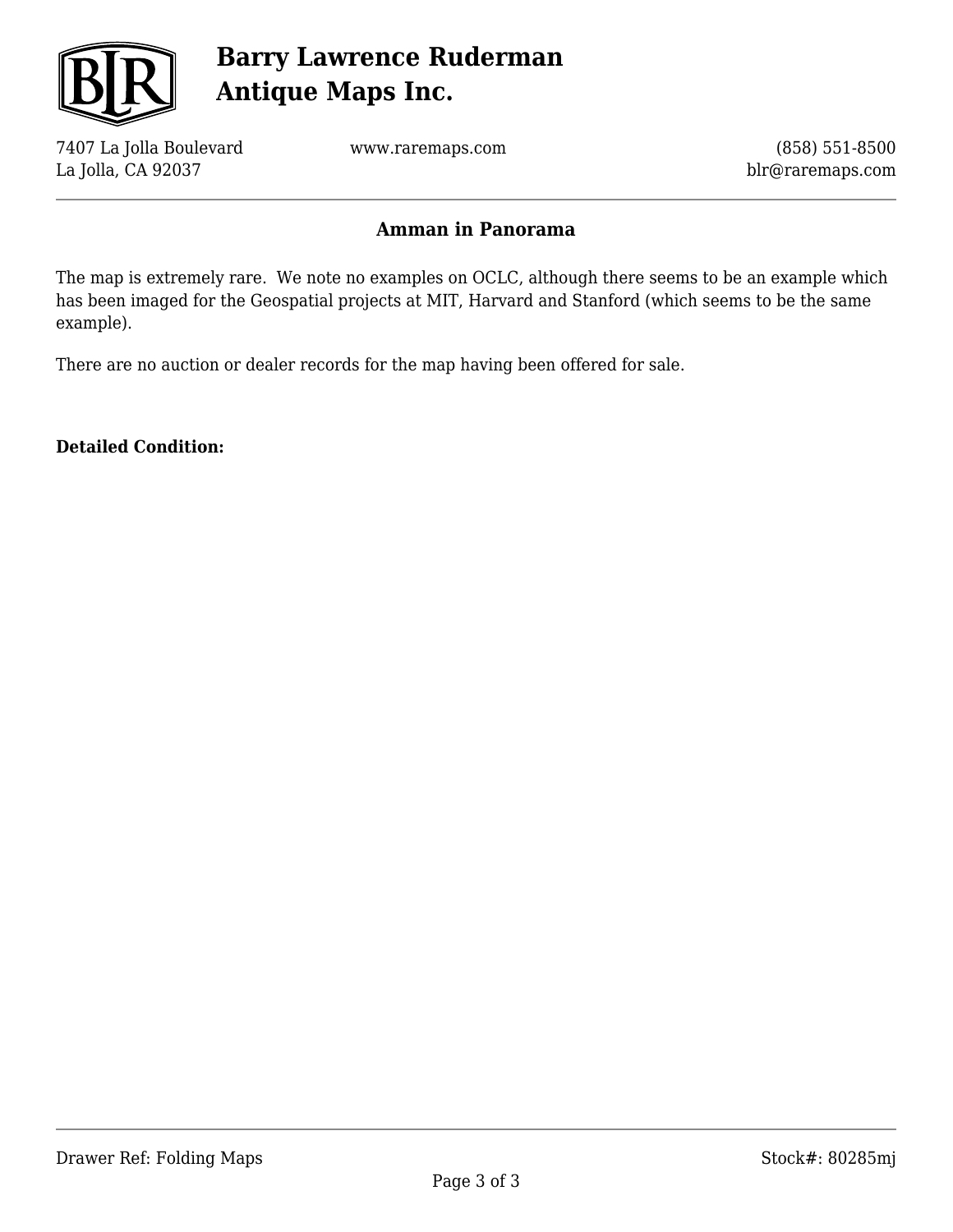## Amman in Panorama

The map is extremely rare. We note no examples on OCLC, although there seems to be an example which has been imaged for the Geospatial projects at MIT, Harvard and Stanford (which seems to be the same example).

There are no auction or dealer records for the map having been offered for sale.

**Detailed Condition:**